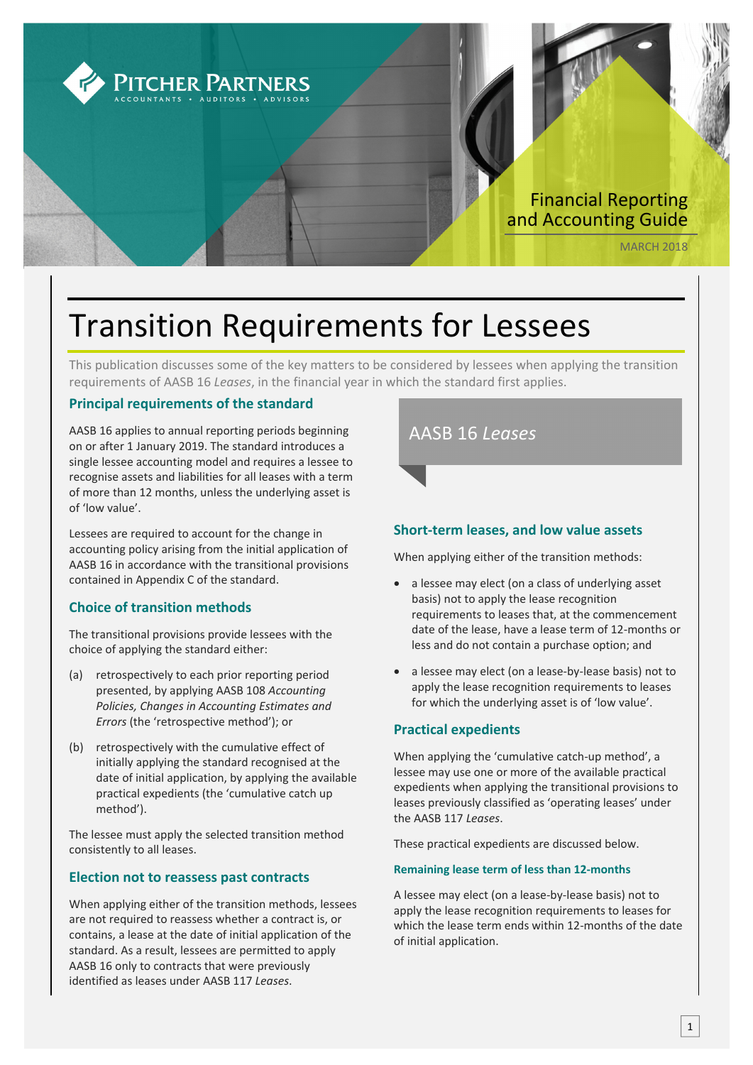Pitcher Partners

Accountants • Auditors • Advisors

Financial Reporting and Accounting Guide

MARCH 2018

# Transition Requirements for Lessees

This publication discusses some of the key matters to be considered by lessees when applying the transition requirements of AASB 16 *Leases*, in the financial year in which the standard first applies.

## Principal requirements of the standard

AASB 16 applies to annual reporting periods beginning on or after 1 January 2019. The standard introduces a single lessee accounting model and requires a lessee to recognise assets and liabilities for all leases with a term of more than 12 months, unless the underlying asset is of 'low value'.

Lessees are required to account for the change in accounting policy arising from the initial application of AASB 16 in accordance with the transitional provisions contained in Appendix C of the standard.

## Choice of transition methods

The transitional provisions provide lessees with the choice of applying the standard either:

(a) retrospectively to each prior reporting period presented, by applying AASB 108 *Accounting Policies, Changes in Accounting Estimates and Errors* (the 'retrospective method'); or

(b) retrospectively with the cumulative effect of initially applying the standard recognised at the date of initial application, by applying the available practical expedients (the 'cumulative catch up method').

The lessee must apply the selected transition method consistently to all leases.

## Election not to reassess past contracts

When applying either of the transition methods, lessees are not required to reassess whether a contract is, or contains, a lease at the date of initial application of the standard. As a result, lessees are permitted to apply AASB 16 only to contracts that were previously identified as leases under AASB 117 *Leases*.

## AASB 16 *Leases*

## Short-term leases, and low value assets

When applying either of the transition methods:

- a lessee may elect (on a class of underlying asset basis) not to apply the lease recognition requirements to leases that, at the commencement date of the lease, have a lease term of 12-months or less and do not contain a purchase option; and
- a lessee may elect (on a lease-by-lease basis) not to apply the lease recognition requirements to leases for which the underlying asset is of 'low value'.

## Practical expedients

When applying the 'cumulative catch-up method', a lessee may use one or more of the available practical expedients when applying the transitional provisions to leases previously classified as 'operating leases' under the AASB 117 *Leases*.

These practical expedients are discussed below.

### Remaining lease term of less than 12-months

A lessee may elect (on a lease-by-lease basis) not to apply the lease recognition requirements to leases for which the lease term ends within 12-months of the date of initial application.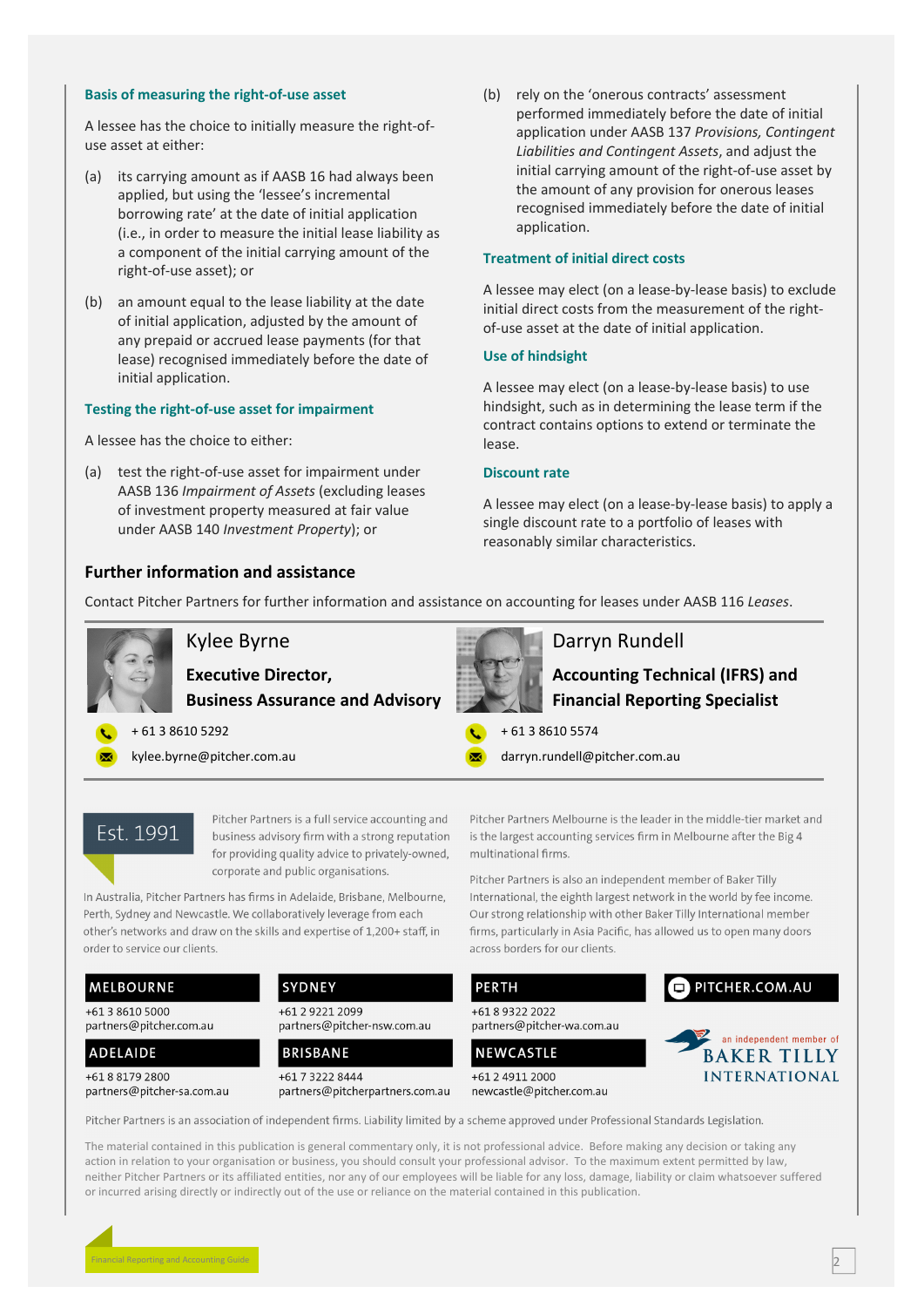### Basis of measuring the right-of-use asset

A lessee has the choice to initially measure the right-of-use asset at either:

(a) its carrying amount as if AASB 16 had always been applied, but using the 'lessee's incremental borrowing rate' at the date of initial application (i.e., in order to measure the initial lease liability as a component of the initial carrying amount of the right-of-use asset); or

(b) an amount equal to the lease liability at the date of initial application, adjusted by the amount of any prepaid or accrued lease payments (for that lease) recognised immediately before the date of initial application.

### Testing the right-of-use asset for impairment

A lessee has the choice to either:

(a) test the right-of-use asset for impairment under AASB 136 *Impairment of Assets* (excluding leases of investment property measured at fair value under AASB 140 *Investment Property*); or

(b) rely on the 'onerous contracts' assessment performed immediately before the date of initial application under AASB 137 *Provisions, Contingent Liabilities and Contingent Assets*, and adjust the initial carrying amount of the right-of-use asset by the amount of any provision for onerous leases recognised immediately before the date of initial application.

### Treatment of initial direct costs

A lessee may elect (on a lease-by-lease basis) to exclude initial direct costs from the measurement of the right-of-use asset at the date of initial application.

### Use of hindsight

A lessee may elect (on a lease-by-lease basis) to use hindsight, such as in determining the lease term if the contract contains options to extend or terminate the lease.

### Discount rate

A lessee may elect (on a lease-by-lease basis) to apply a single discount rate to a portfolio of leases with reasonably similar characteristics.

## Further information and assistance

Contact Pitcher Partners for further information and assistance on accounting for leases under AASB 116 *Leases*.

**Kylee Byrne**
**Executive Director, Business Assurance and Advisory**
+ 61 3 8610 5292
kylee.byrne@pitcher.com.au

**Darryn Rundell**
**Accounting Technical (IFRS) and Financial Reporting Specialist**
+ 61 3 8610 5574
darryn.rundell@pitcher.com.au

Est. 1991

Pitcher Partners is a full service accounting and business advisory firm with a strong reputation for providing quality advice to privately-owned, corporate and public organisations.

In Australia, Pitcher Partners has firms in Adelaide, Brisbane, Melbourne, Perth, Sydney and Newcastle. We collaboratively leverage from each other's networks and draw on the skills and expertise of 1,200+ staff, in order to service our clients.

Pitcher Partners Melbourne is the leader in the middle-tier market and is the largest accounting services firm in Melbourne after the Big 4 multinational firms.

Pitcher Partners is also an independent member of Baker Tilly International, the eighth largest network in the world by fee income. Our strong relationship with other Baker Tilly International member firms, particularly in Asia Pacific, has allowed us to open many doors across borders for our clients.

**MELBOURNE**
+61 3 8610 5000
partners@pitcher.com.au

**SYDNEY**
+61 2 9221 2099
partners@pitcher-nsw.com.au

**PERTH**
+61 8 9322 2022
partners@pitcher-wa.com.au

**ADELAIDE**
+61 8 8179 2800
partners@pitcher-sa.com.au

**BRISBANE**
+61 7 3222 8444
partners@pitcherpartners.com.au

**NEWCASTLE**
+61 2 4911 2000
newcastle@pitcher.com.au

**PITCHER.COM.AU**

an independent member of BAKER TILLY INTERNATIONAL

Pitcher Partners is an association of independent firms. Liability limited by a scheme approved under Professional Standards Legislation.

The material contained in this publication is general commentary only, it is not professional advice. Before making any decision or taking any action in relation to your organisation or business, you should consult your professional advisor. To the maximum extent permitted by law, neither Pitcher Partners or its affiliated entities, nor any of our employees will be liable for any loss, damage, liability or claim whatsoever suffered or incurred arising directly or indirectly out of the use or reliance on the material contained in this publication.